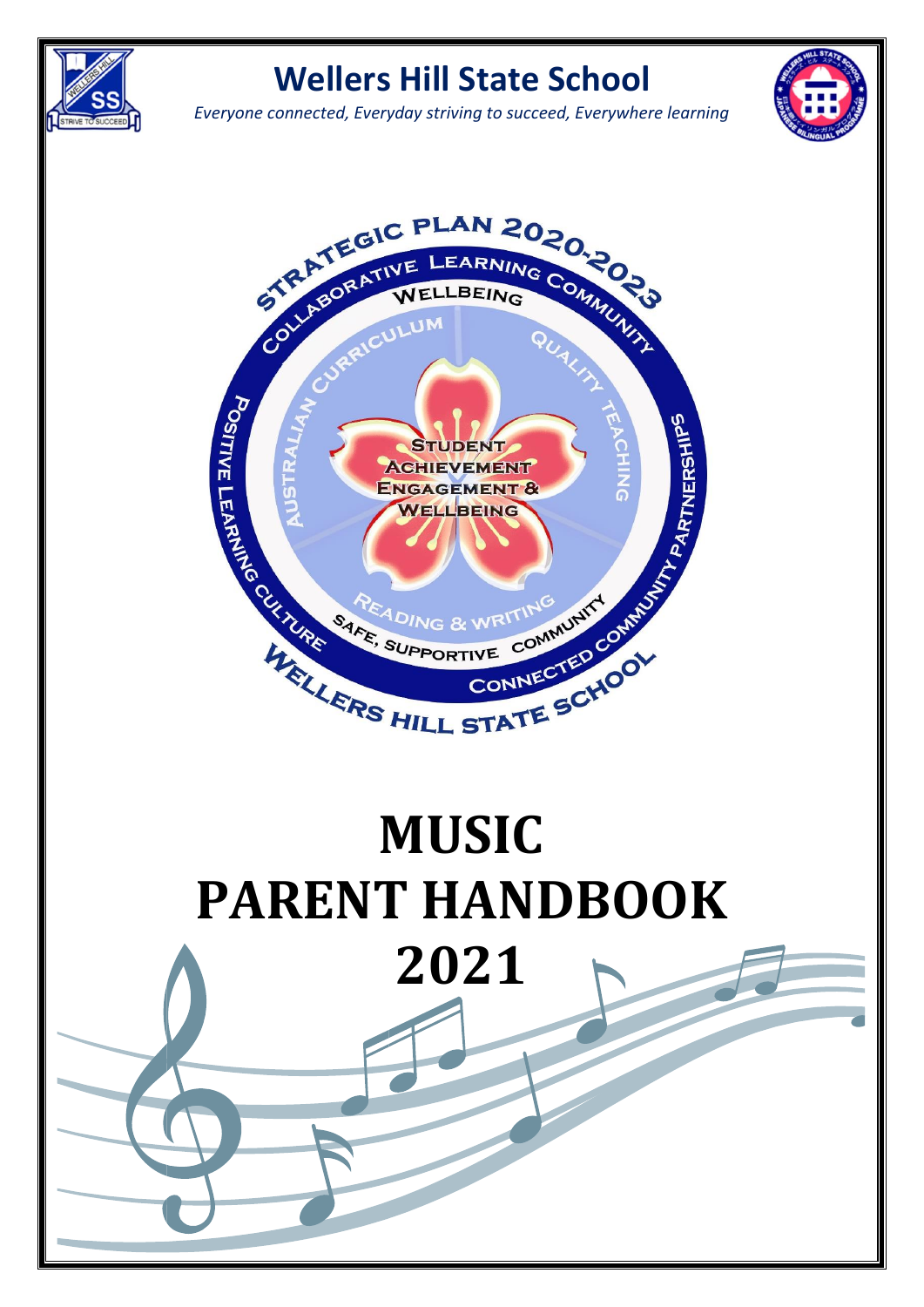# Wellers Hill State School

*Everyone connected, Everyday striving to succeed, Everywhere learning*

STRATEGIC PLAN 2020-2023

COLLABORATIVE LEARNING COMMUNITY

WELLBEING

AUSTRALIAN CURRICULUM

QUALITY TEACHING

STUDENT ACHIEVEMENT ENGAGEMENT & WELLBEING

READING & WRITING

POSITIVE LEARNING CULTURE

COMMUNITY PARTNERSHIPS

SAFE, SUPPORTIVE COMMUNITY

CONNECTED COMMUNITY

WELLERS HILL STATE SCHOOL

# MUSIC PARENT HANDBOOK 2021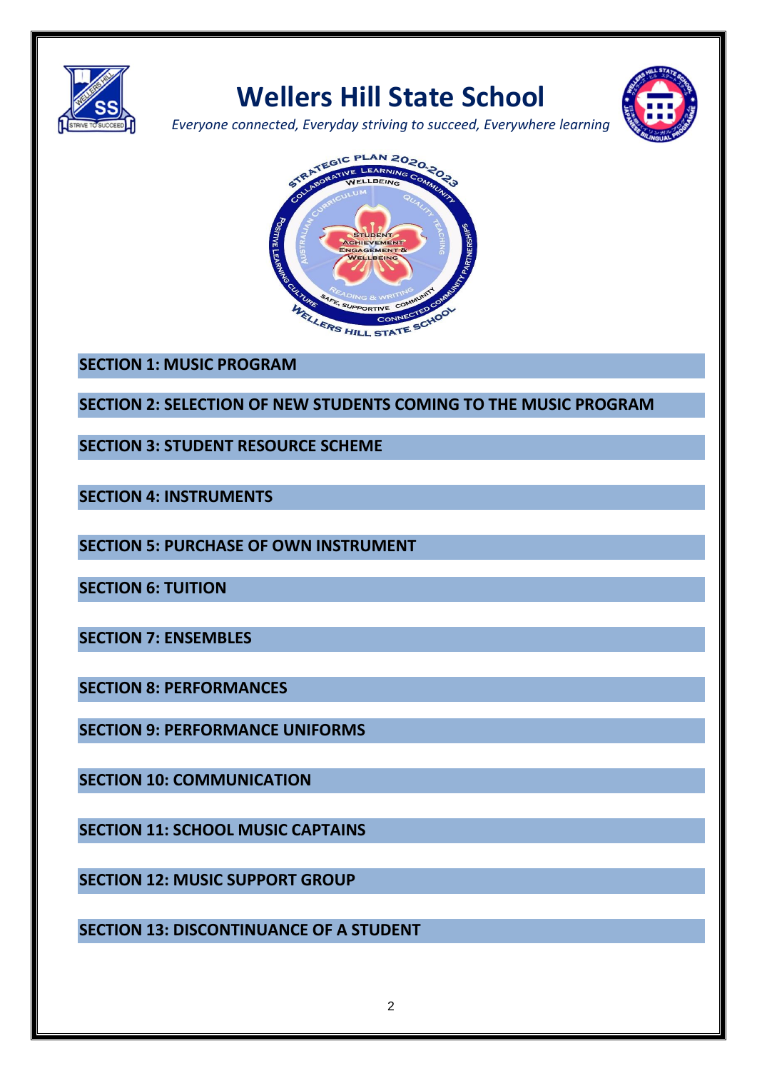# Wellers Hill State School

*Everyone connected, Everyday striving to succeed, Everywhere learning*

## SECTION 1: MUSIC PROGRAM

## SECTION 2: SELECTION OF NEW STUDENTS COMING TO THE MUSIC PROGRAM

## SECTION 3: STUDENT RESOURCE SCHEME

## SECTION 4: INSTRUMENTS

## SECTION 5: PURCHASE OF OWN INSTRUMENT

## SECTION 6: TUITION

## SECTION 7: ENSEMBLES

## SECTION 8: PERFORMANCES

## SECTION 9: PERFORMANCE UNIFORMS

## SECTION 10: COMMUNICATION

## SECTION 11: SCHOOL MUSIC CAPTAINS

## SECTION 12: MUSIC SUPPORT GROUP

## SECTION 13: DISCONTINUANCE OF A STUDENT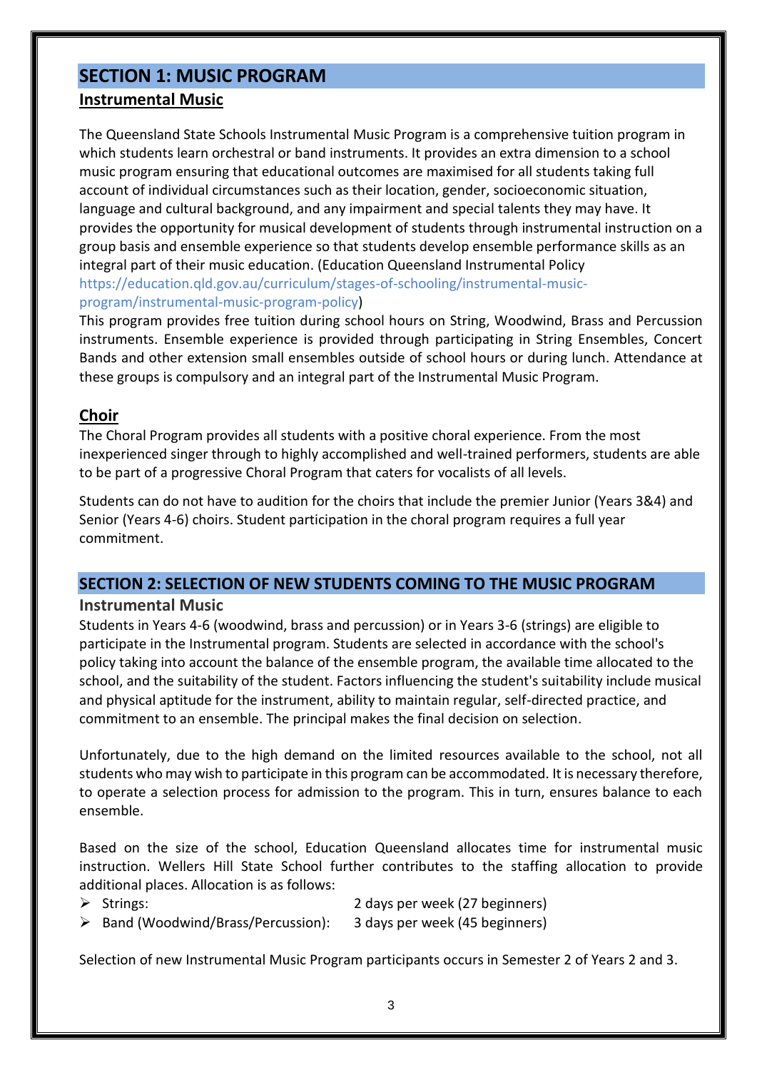## SECTION 1: MUSIC PROGRAM

### Instrumental Music

The Queensland State Schools Instrumental Music Program is a comprehensive tuition program in which students learn orchestral or band instruments. It provides an extra dimension to a school music program ensuring that educational outcomes are maximised for all students taking full account of individual circumstances such as their location, gender, socioeconomic situation, language and cultural background, and any impairment and special talents they may have. It provides the opportunity for musical development of students through instrumental instruction on a group basis and ensemble experience so that students develop ensemble performance skills as an integral part of their music education. (Education Queensland Instrumental Policy https://education.qld.gov.au/curriculum/stages-of-schooling/instrumental-music-program/instrumental-music-program-policy)

This program provides free tuition during school hours on String, Woodwind, Brass and Percussion instruments. Ensemble experience is provided through participating in String Ensembles, Concert Bands and other extension small ensembles outside of school hours or during lunch. Attendance at these groups is compulsory and an integral part of the Instrumental Music Program.

### Choir

The Choral Program provides all students with a positive choral experience. From the most inexperienced singer through to highly accomplished and well-trained performers, students are able to be part of a progressive Choral Program that caters for vocalists of all levels.

Students can do not have to audition for the choirs that include the premier Junior (Years 3&4) and Senior (Years 4-6) choirs. Student participation in the choral program requires a full year commitment.

## SECTION 2: SELECTION OF NEW STUDENTS COMING TO THE MUSIC PROGRAM

### Instrumental Music

Students in Years 4-6 (woodwind, brass and percussion) or in Years 3-6 (strings) are eligible to participate in the Instrumental program. Students are selected in accordance with the school's policy taking into account the balance of the ensemble program, the available time allocated to the school, and the suitability of the student. Factors influencing the student's suitability include musical and physical aptitude for the instrument, ability to maintain regular, self-directed practice, and commitment to an ensemble. The principal makes the final decision on selection.

Unfortunately, due to the high demand on the limited resources available to the school, not all students who may wish to participate in this program can be accommodated. It is necessary therefore, to operate a selection process for admission to the program. This in turn, ensures balance to each ensemble.

Based on the size of the school, Education Queensland allocates time for instrumental music instruction. Wellers Hill State School further contributes to the staffing allocation to provide additional places. Allocation is as follows:

- Strings: 2 days per week (27 beginners)
- Band (Woodwind/Brass/Percussion): 3 days per week (45 beginners)

Selection of new Instrumental Music Program participants occurs in Semester 2 of Years 2 and 3.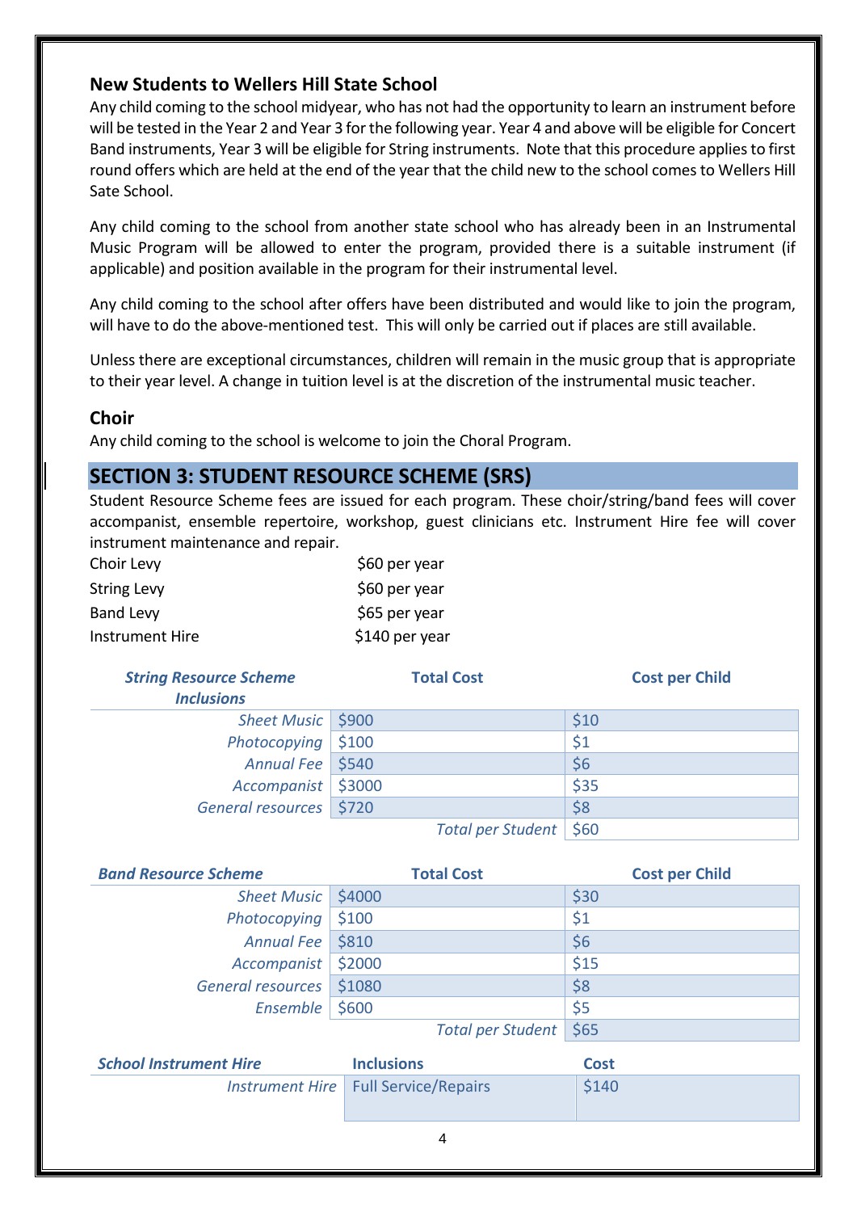### New Students to Wellers Hill State School

Any child coming to the school midyear, who has not had the opportunity to learn an instrument before will be tested in the Year 2 and Year 3 for the following year. Year 4 and above will be eligible for Concert Band instruments, Year 3 will be eligible for String instruments. Note that this procedure applies to first round offers which are held at the end of the year that the child new to the school comes to Wellers Hill Sate School.

Any child coming to the school from another state school who has already been in an Instrumental Music Program will be allowed to enter the program, provided there is a suitable instrument (if applicable) and position available in the program for their instrumental level.

Any child coming to the school after offers have been distributed and would like to join the program, will have to do the above-mentioned test. This will only be carried out if places are still available.

Unless there are exceptional circumstances, children will remain in the music group that is appropriate to their year level. A change in tuition level is at the discretion of the instrumental music teacher.

### Choir

Any child coming to the school is welcome to join the Choral Program.

## SECTION 3: STUDENT RESOURCE SCHEME (SRS)

Student Resource Scheme fees are issued for each program. These choir/string/band fees will cover accompanist, ensemble repertoire, workshop, guest clinicians etc. Instrument Hire fee will cover instrument maintenance and repair.

| | |
|---|---|
| Choir Levy | $60 per year |
| String Levy | $60 per year |
| Band Levy | $65 per year |
| Instrument Hire | $140 per year |

| *String Resource Scheme Inclusions* | Total Cost | Cost per Child |
|---|---|---|
| *Sheet Music* | $900 | $10 |
| *Photocopying* | $100 | $1 |
| *Annual Fee* | $540 | $6 |
| *Accompanist* | $3000 | $35 |
| *General resources* | $720 | $8 |
| | *Total per Student* | $60 |

| *Band Resource Scheme* | Total Cost | Cost per Child |
|---|---|---|
| *Sheet Music* | $4000 | $30 |
| *Photocopying* | $100 | $1 |
| *Annual Fee* | $810 | $6 |
| *Accompanist* | $2000 | $15 |
| *General resources* | $1080 | $8 |
| *Ensemble* | $600 | $5 |
| | *Total per Student* | $65 |

| *School Instrument Hire* | Inclusions | Cost |
|---|---|---|
| *Instrument Hire* | Full Service/Repairs | $140 |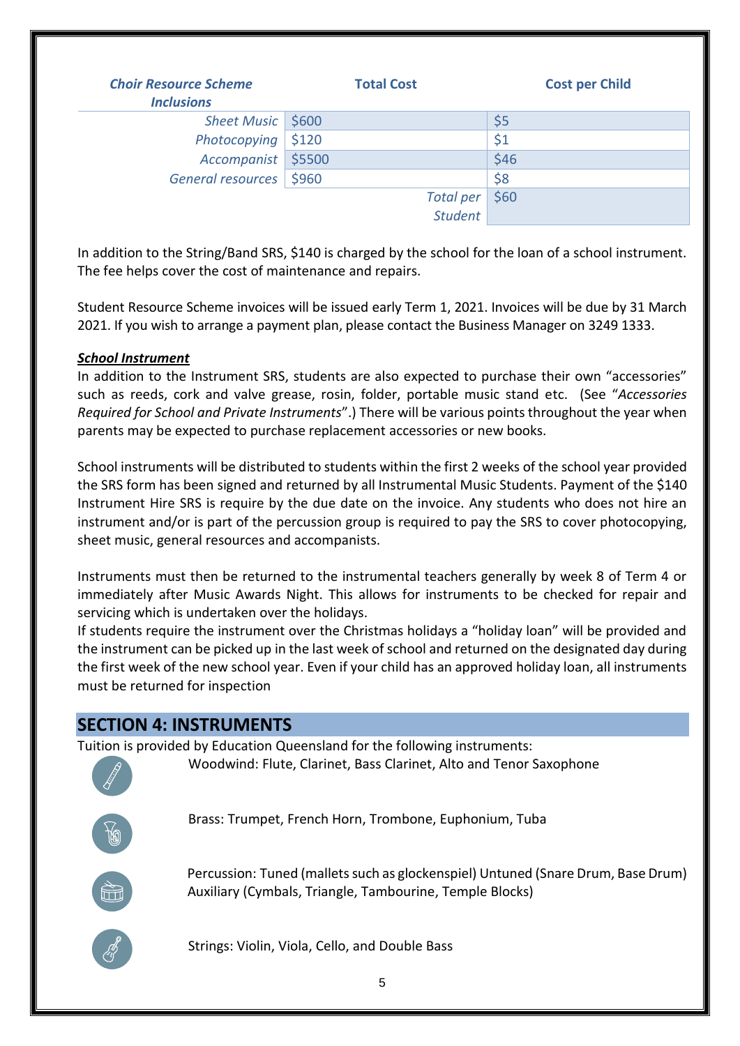| *Choir Resource Scheme Inclusions* | **Total Cost** | **Cost per Child** |
|---|---|---|
| *Sheet Music* | $600 | $5 |
| *Photocopying* | $120 | $1 |
| *Accompanist* | $5500 | $46 |
| *General resources* | $960 | $8 |
| | *Total per Student* | $60 |

In addition to the String/Band SRS, $140 is charged by the school for the loan of a school instrument. The fee helps cover the cost of maintenance and repairs.

Student Resource Scheme invoices will be issued early Term 1, 2021. Invoices will be due by 31 March 2021. If you wish to arrange a payment plan, please contact the Business Manager on 3249 1333.

***School Instrument***

In addition to the Instrument SRS, students are also expected to purchase their own "accessories" such as reeds, cork and valve grease, rosin, folder, portable music stand etc. (See "*Accessories Required for School and Private Instruments*".) There will be various points throughout the year when parents may be expected to purchase replacement accessories or new books.

School instruments will be distributed to students within the first 2 weeks of the school year provided the SRS form has been signed and returned by all Instrumental Music Students. Payment of the $140 Instrument Hire SRS is require by the due date on the invoice. Any students who does not hire an instrument and/or is part of the percussion group is required to pay the SRS to cover photocopying, sheet music, general resources and accompanists.

Instruments must then be returned to the instrumental teachers generally by week 8 of Term 4 or immediately after Music Awards Night. This allows for instruments to be checked for repair and servicing which is undertaken over the holidays.

If students require the instrument over the Christmas holidays a "holiday loan" will be provided and the instrument can be picked up in the last week of school and returned on the designated day during the first week of the new school year. Even if your child has an approved holiday loan, all instruments must be returned for inspection

## SECTION 4: INSTRUMENTS

Tuition is provided by Education Queensland for the following instruments:

Woodwind: Flute, Clarinet, Bass Clarinet, Alto and Tenor Saxophone

Brass: Trumpet, French Horn, Trombone, Euphonium, Tuba

Percussion: Tuned (mallets such as glockenspiel) Untuned (Snare Drum, Base Drum) Auxiliary (Cymbals, Triangle, Tambourine, Temple Blocks)

Strings: Violin, Viola, Cello, and Double Bass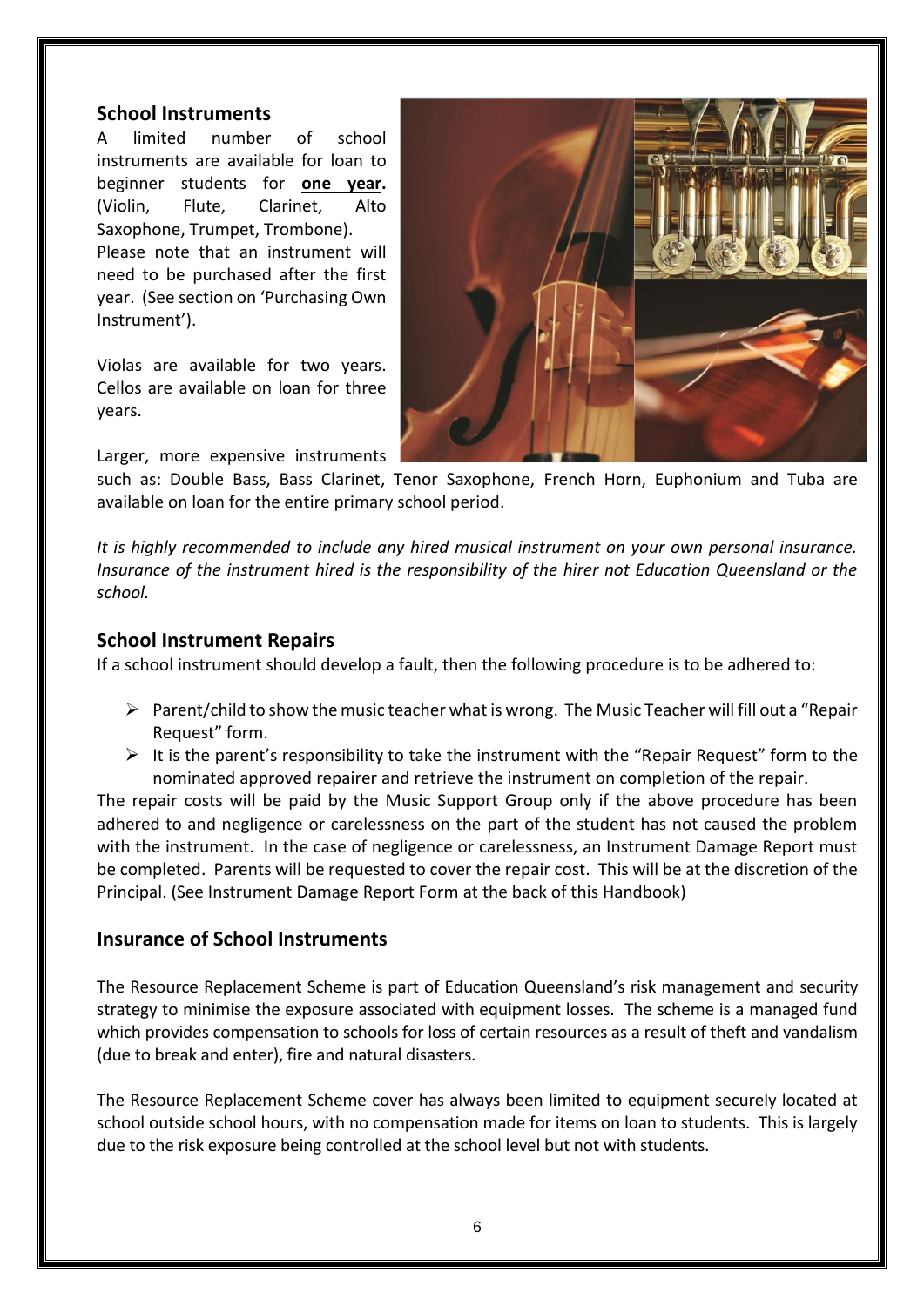## School Instruments

A limited number of school instruments are available for loan to beginner students for **one year.** (Violin, Flute, Clarinet, Alto Saxophone, Trumpet, Trombone).
Please note that an instrument will need to be purchased after the first year. (See section on 'Purchasing Own Instrument').

Violas are available for two years. Cellos are available on loan for three years.

Larger, more expensive instruments such as: Double Bass, Bass Clarinet, Tenor Saxophone, French Horn, Euphonium and Tuba are available on loan for the entire primary school period.

*It is highly recommended to include any hired musical instrument on your own personal insurance. Insurance of the instrument hired is the responsibility of the hirer not Education Queensland or the school.*

## School Instrument Repairs

If a school instrument should develop a fault, then the following procedure is to be adhered to:

- Parent/child to show the music teacher what is wrong. The Music Teacher will fill out a "Repair Request" form.
- It is the parent's responsibility to take the instrument with the "Repair Request" form to the nominated approved repairer and retrieve the instrument on completion of the repair.

The repair costs will be paid by the Music Support Group only if the above procedure has been adhered to and negligence or carelessness on the part of the student has not caused the problem with the instrument. In the case of negligence or carelessness, an Instrument Damage Report must be completed. Parents will be requested to cover the repair cost. This will be at the discretion of the Principal. (See Instrument Damage Report Form at the back of this Handbook)

## Insurance of School Instruments

The Resource Replacement Scheme is part of Education Queensland's risk management and security strategy to minimise the exposure associated with equipment losses. The scheme is a managed fund which provides compensation to schools for loss of certain resources as a result of theft and vandalism (due to break and enter), fire and natural disasters.

The Resource Replacement Scheme cover has always been limited to equipment securely located at school outside school hours, with no compensation made for items on loan to students. This is largely due to the risk exposure being controlled at the school level but not with students.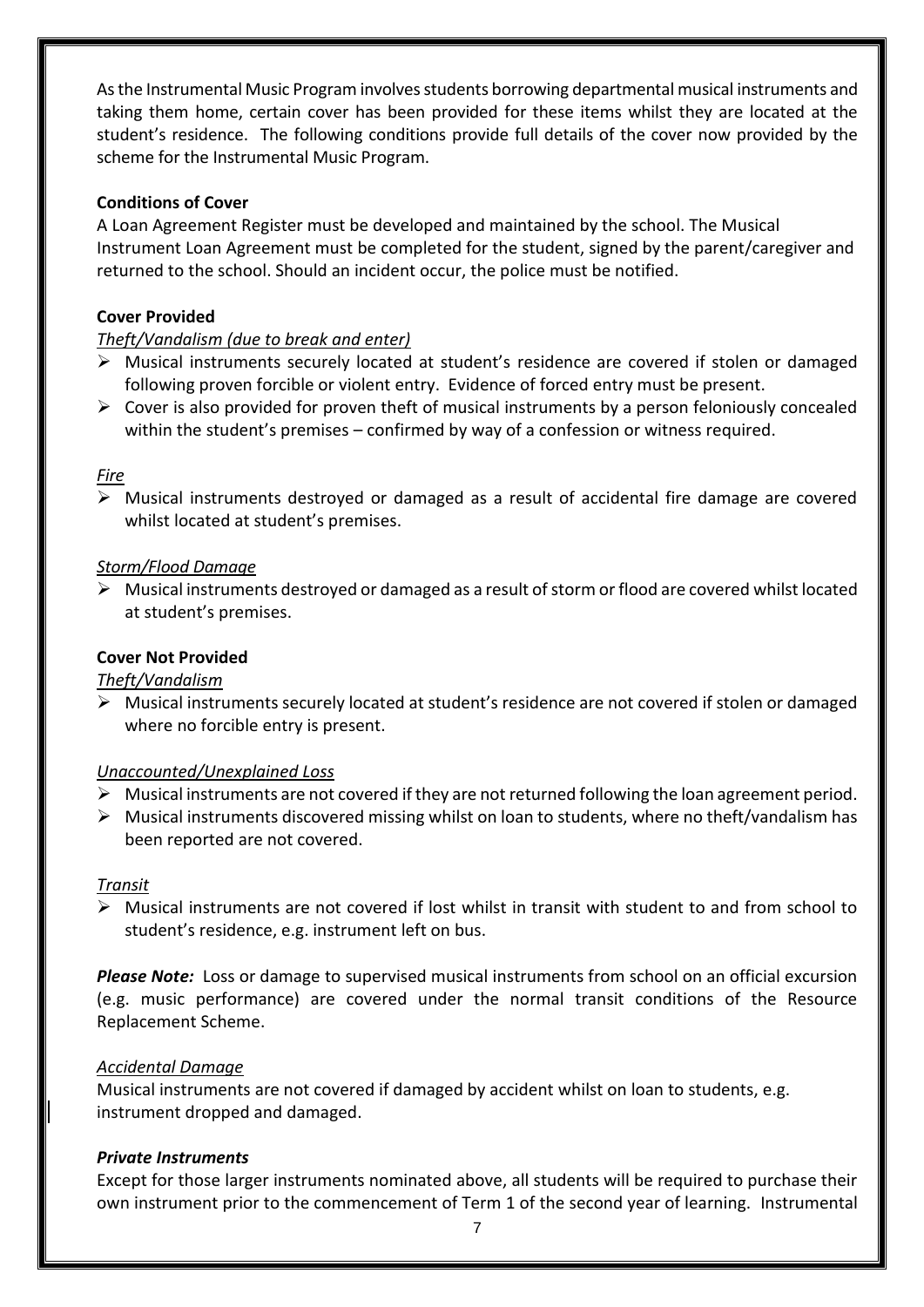As the Instrumental Music Program involves students borrowing departmental musical instruments and taking them home, certain cover has been provided for these items whilst they are located at the student's residence. The following conditions provide full details of the cover now provided by the scheme for the Instrumental Music Program.

**Conditions of Cover**

A Loan Agreement Register must be developed and maintained by the school. The Musical Instrument Loan Agreement must be completed for the student, signed by the parent/caregiver and returned to the school. Should an incident occur, the police must be notified.

**Cover Provided**

*Theft/Vandalism (due to break and enter)*

- Musical instruments securely located at student's residence are covered if stolen or damaged following proven forcible or violent entry. Evidence of forced entry must be present.
- Cover is also provided for proven theft of musical instruments by a person feloniously concealed within the student's premises – confirmed by way of a confession or witness required.

*Fire*

- Musical instruments destroyed or damaged as a result of accidental fire damage are covered whilst located at student's premises.

*Storm/Flood Damage*

- Musical instruments destroyed or damaged as a result of storm or flood are covered whilst located at student's premises.

**Cover Not Provided**

*Theft/Vandalism*

- Musical instruments securely located at student's residence are not covered if stolen or damaged where no forcible entry is present.

*Unaccounted/Unexplained Loss*

- Musical instruments are not covered if they are not returned following the loan agreement period.
- Musical instruments discovered missing whilst on loan to students, where no theft/vandalism has been reported are not covered.

*Transit*

- Musical instruments are not covered if lost whilst in transit with student to and from school to student's residence, e.g. instrument left on bus.

***Please Note:*** Loss or damage to supervised musical instruments from school on an official excursion (e.g. music performance) are covered under the normal transit conditions of the Resource Replacement Scheme.

*Accidental Damage*

Musical instruments are not covered if damaged by accident whilst on loan to students, e.g. instrument dropped and damaged.

***Private Instruments***

Except for those larger instruments nominated above, all students will be required to purchase their own instrument prior to the commencement of Term 1 of the second year of learning. Instrumental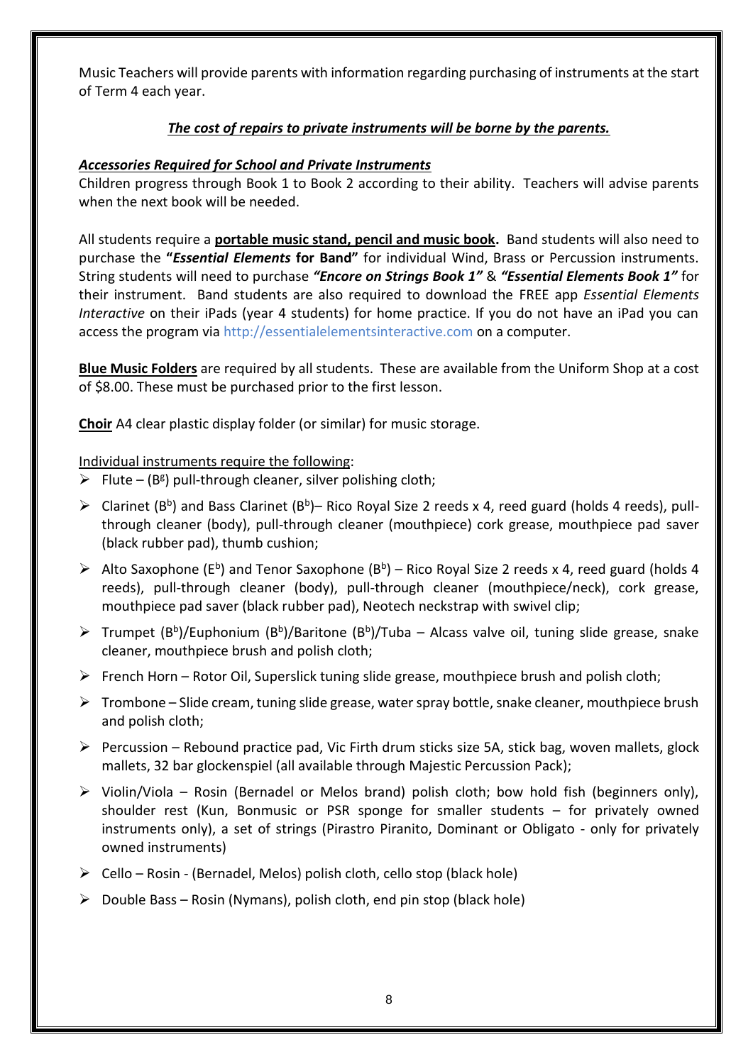Music Teachers will provide parents with information regarding purchasing of instruments at the start of Term 4 each year.

***The cost of repairs to private instruments will be borne by the parents.***

***Accessories Required for School and Private Instruments***

Children progress through Book 1 to Book 2 according to their ability. Teachers will advise parents when the next book will be needed.

All students require a **portable music stand, pencil and music book.** Band students will also need to purchase the **"*Essential Elements* for Band"** for individual Wind, Brass or Percussion instruments. String students will need to purchase ***"Encore on Strings Book 1"*** & ***"Essential Elements Book 1"*** for their instrument. Band students are also required to download the FREE app *Essential Elements Interactive* on their iPads (year 4 students) for home practice. If you do not have an iPad you can access the program via http://essentialelementsinteractive.com on a computer.

**Blue Music Folders** are required by all students. These are available from the Uniform Shop at a cost of $8.00. These must be purchased prior to the first lesson.

**Choir** A4 clear plastic display folder (or similar) for music storage.

Individual instruments require the following:

- Flute – ($B^g$) pull-through cleaner, silver polishing cloth;
- Clarinet ($B^b$) and Bass Clarinet ($B^b$)– Rico Royal Size 2 reeds x 4, reed guard (holds 4 reeds), pull-through cleaner (body), pull-through cleaner (mouthpiece) cork grease, mouthpiece pad saver (black rubber pad), thumb cushion;
- Alto Saxophone ($E^b$) and Tenor Saxophone ($B^b$) – Rico Royal Size 2 reeds x 4, reed guard (holds 4 reeds), pull-through cleaner (body), pull-through cleaner (mouthpiece/neck), cork grease, mouthpiece pad saver (black rubber pad), Neotech neckstrap with swivel clip;
- Trumpet ($B^b$)/Euphonium ($B^b$)/Baritone ($B^b$)/Tuba – Alcass valve oil, tuning slide grease, snake cleaner, mouthpiece brush and polish cloth;
- French Horn – Rotor Oil, Superslick tuning slide grease, mouthpiece brush and polish cloth;
- Trombone – Slide cream, tuning slide grease, water spray bottle, snake cleaner, mouthpiece brush and polish cloth;
- Percussion – Rebound practice pad, Vic Firth drum sticks size 5A, stick bag, woven mallets, glock mallets, 32 bar glockenspiel (all available through Majestic Percussion Pack);
- Violin/Viola – Rosin (Bernadel or Melos brand) polish cloth; bow hold fish (beginners only), shoulder rest (Kun, Bonmusic or PSR sponge for smaller students – for privately owned instruments only), a set of strings (Pirastro Piranito, Dominant or Obligato - only for privately owned instruments)
- Cello – Rosin - (Bernadel, Melos) polish cloth, cello stop (black hole)
- Double Bass – Rosin (Nymans), polish cloth, end pin stop (black hole)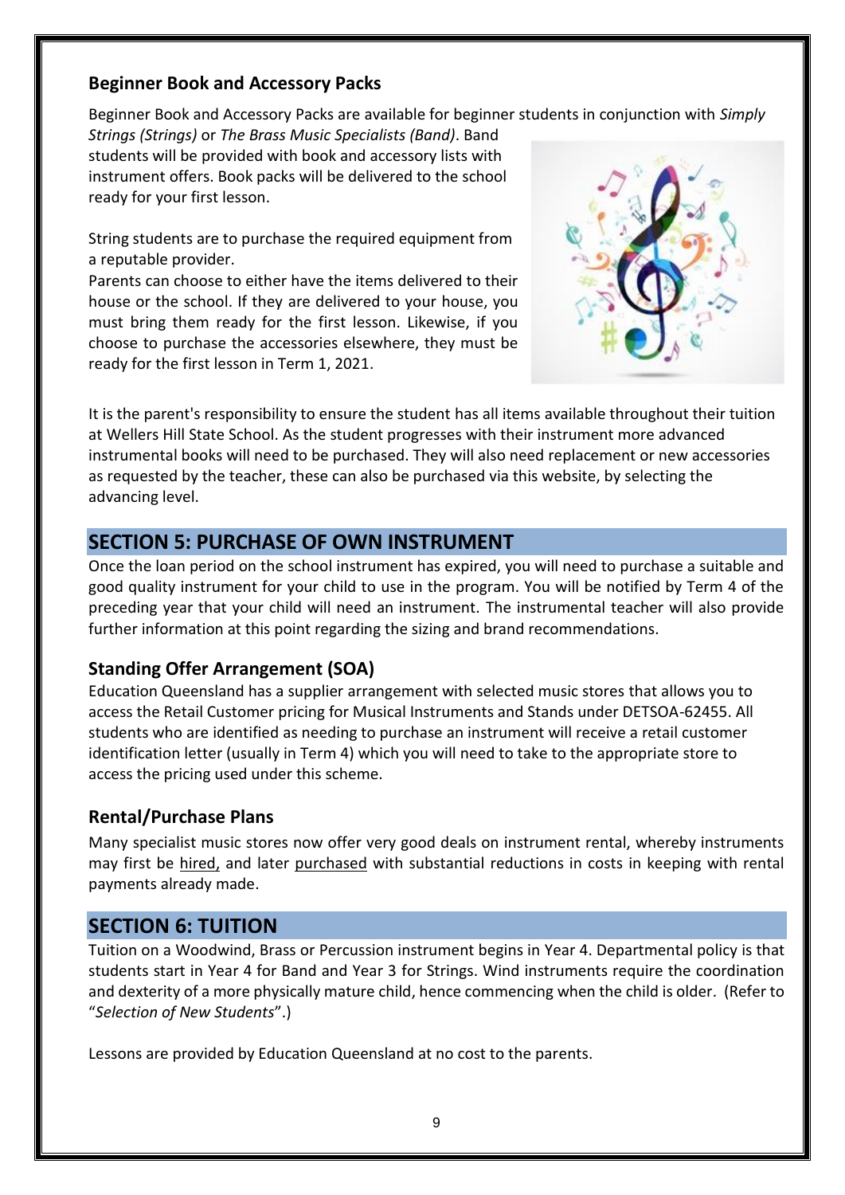### Beginner Book and Accessory Packs

Beginner Book and Accessory Packs are available for beginner students in conjunction with *Simply Strings (Strings)* or *The Brass Music Specialists (Band)*. Band students will be provided with book and accessory lists with instrument offers. Book packs will be delivered to the school ready for your first lesson.

String students are to purchase the required equipment from a reputable provider.
Parents can choose to either have the items delivered to their house or the school. If they are delivered to your house, you must bring them ready for the first lesson. Likewise, if you choose to purchase the accessories elsewhere, they must be ready for the first lesson in Term 1, 2021.

It is the parent's responsibility to ensure the student has all items available throughout their tuition at Wellers Hill State School. As the student progresses with their instrument more advanced instrumental books will need to be purchased. They will also need replacement or new accessories as requested by the teacher, these can also be purchased via this website, by selecting the advancing level.

## SECTION 5: PURCHASE OF OWN INSTRUMENT

Once the loan period on the school instrument has expired, you will need to purchase a suitable and good quality instrument for your child to use in the program. You will be notified by Term 4 of the preceding year that your child will need an instrument. The instrumental teacher will also provide further information at this point regarding the sizing and brand recommendations.

### Standing Offer Arrangement (SOA)

Education Queensland has a supplier arrangement with selected music stores that allows you to access the Retail Customer pricing for Musical Instruments and Stands under DETSOA-62455. All students who are identified as needing to purchase an instrument will receive a retail customer identification letter (usually in Term 4) which you will need to take to the appropriate store to access the pricing used under this scheme.

### Rental/Purchase Plans

Many specialist music stores now offer very good deals on instrument rental, whereby instruments may first be hired, and later purchased with substantial reductions in costs in keeping with rental payments already made.

## SECTION 6: TUITION

Tuition on a Woodwind, Brass or Percussion instrument begins in Year 4. Departmental policy is that students start in Year 4 for Band and Year 3 for Strings. Wind instruments require the coordination and dexterity of a more physically mature child, hence commencing when the child is older. (Refer to "*Selection of New Students*".)

Lessons are provided by Education Queensland at no cost to the parents.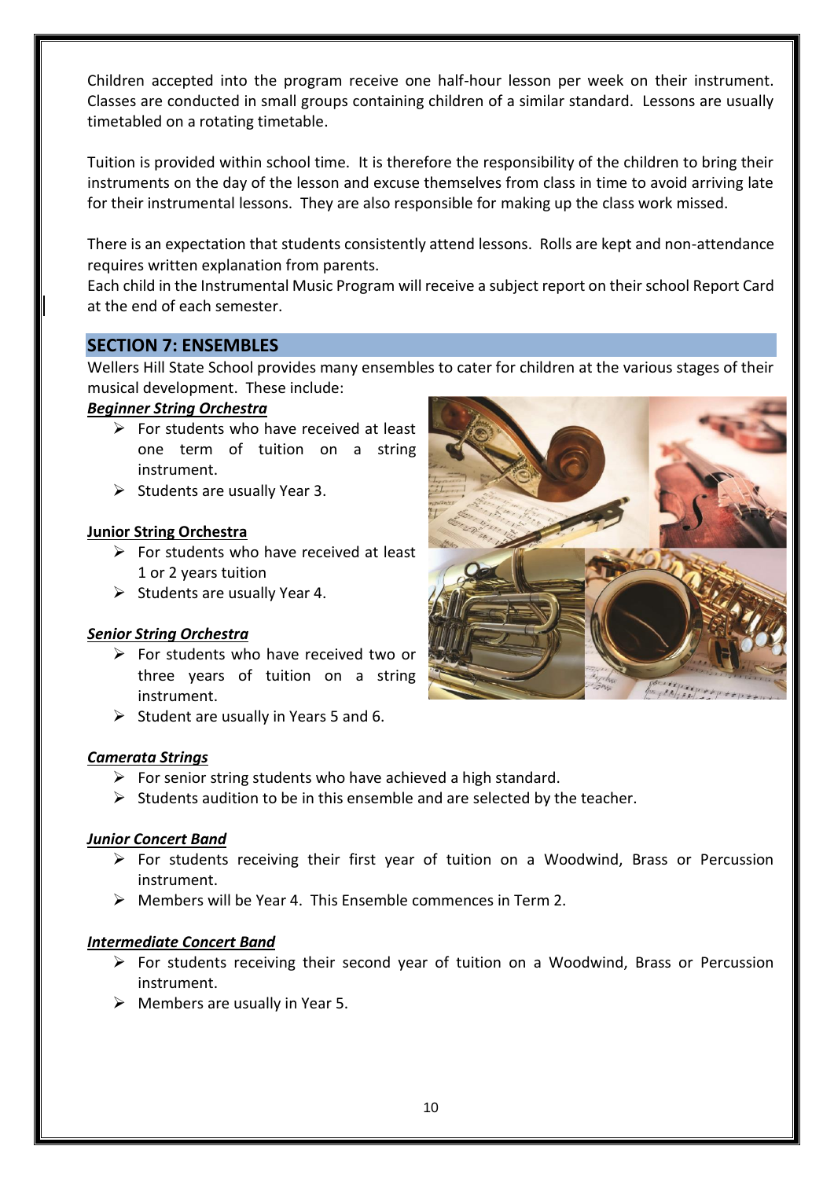Children accepted into the program receive one half-hour lesson per week on their instrument. Classes are conducted in small groups containing children of a similar standard. Lessons are usually timetabled on a rotating timetable.

Tuition is provided within school time. It is therefore the responsibility of the children to bring their instruments on the day of the lesson and excuse themselves from class in time to avoid arriving late for their instrumental lessons. They are also responsible for making up the class work missed.

There is an expectation that students consistently attend lessons. Rolls are kept and non-attendance requires written explanation from parents.
Each child in the Instrumental Music Program will receive a subject report on their school Report Card at the end of each semester.

## SECTION 7: ENSEMBLES

Wellers Hill State School provides many ensembles to cater for children at the various stages of their musical development. These include:

***Beginner String Orchestra***

- For students who have received at least one term of tuition on a string instrument.
- Students are usually Year 3.

**Junior String Orchestra**

- For students who have received at least 1 or 2 years tuition
- Students are usually Year 4.

***Senior String Orchestra***

- For students who have received two or three years of tuition on a string instrument.
- Student are usually in Years 5 and 6.

***Camerata Strings***

- For senior string students who have achieved a high standard.
- Students audition to be in this ensemble and are selected by the teacher.

***Junior Concert Band***

- For students receiving their first year of tuition on a Woodwind, Brass or Percussion instrument.
- Members will be Year 4. This Ensemble commences in Term 2.

***Intermediate Concert Band***

- For students receiving their second year of tuition on a Woodwind, Brass or Percussion instrument.
- Members are usually in Year 5.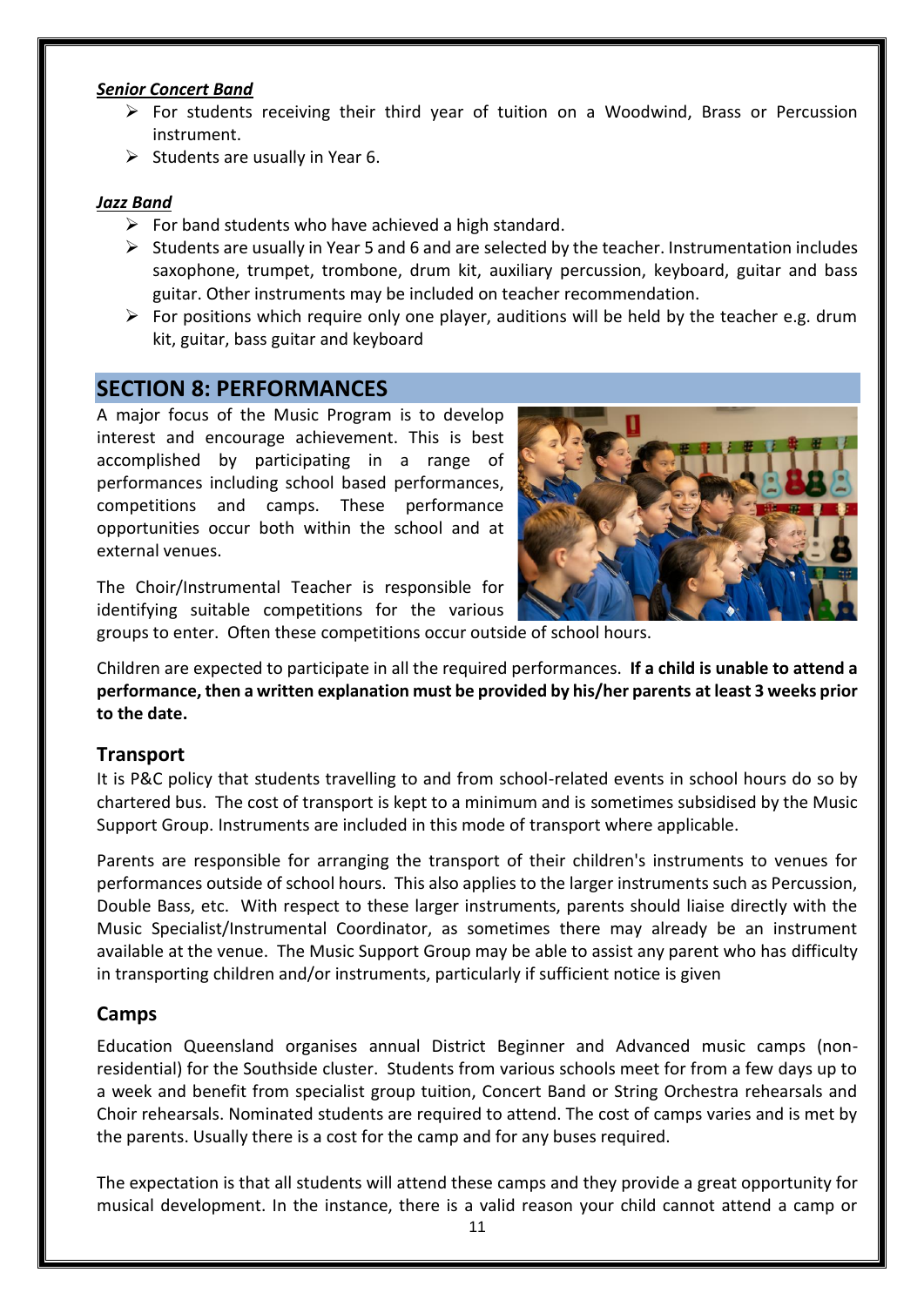***Senior Concert Band***

- For students receiving their third year of tuition on a Woodwind, Brass or Percussion instrument.
- Students are usually in Year 6.

***Jazz Band***

- For band students who have achieved a high standard.
- Students are usually in Year 5 and 6 and are selected by the teacher. Instrumentation includes saxophone, trumpet, trombone, drum kit, auxiliary percussion, keyboard, guitar and bass guitar. Other instruments may be included on teacher recommendation.
- For positions which require only one player, auditions will be held by the teacher e.g. drum kit, guitar, bass guitar and keyboard

## SECTION 8: PERFORMANCES

A major focus of the Music Program is to develop interest and encourage achievement. This is best accomplished by participating in a range of performances including school based performances, competitions and camps. These performance opportunities occur both within the school and at external venues.

The Choir/Instrumental Teacher is responsible for identifying suitable competitions for the various groups to enter. Often these competitions occur outside of school hours.

Children are expected to participate in all the required performances. **If a child is unable to attend a performance, then a written explanation must be provided by his/her parents at least 3 weeks prior to the date.**

### Transport

It is P&C policy that students travelling to and from school-related events in school hours do so by chartered bus. The cost of transport is kept to a minimum and is sometimes subsidised by the Music Support Group. Instruments are included in this mode of transport where applicable.

Parents are responsible for arranging the transport of their children's instruments to venues for performances outside of school hours. This also applies to the larger instruments such as Percussion, Double Bass, etc. With respect to these larger instruments, parents should liaise directly with the Music Specialist/Instrumental Coordinator, as sometimes there may already be an instrument available at the venue. The Music Support Group may be able to assist any parent who has difficulty in transporting children and/or instruments, particularly if sufficient notice is given

### Camps

Education Queensland organises annual District Beginner and Advanced music camps (non-residential) for the Southside cluster. Students from various schools meet for from a few days up to a week and benefit from specialist group tuition, Concert Band or String Orchestra rehearsals and Choir rehearsals. Nominated students are required to attend. The cost of camps varies and is met by the parents. Usually there is a cost for the camp and for any buses required.

The expectation is that all students will attend these camps and they provide a great opportunity for musical development. In the instance, there is a valid reason your child cannot attend a camp or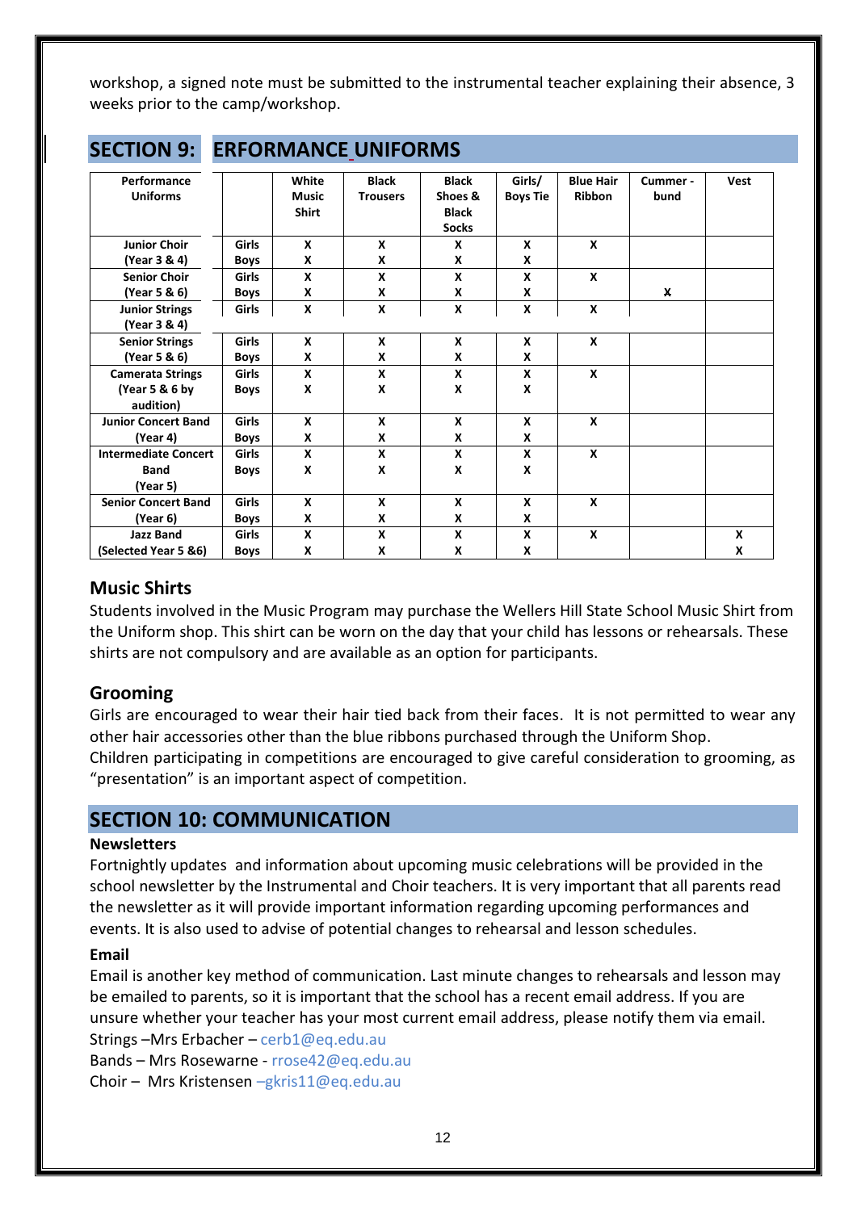workshop, a signed note must be submitted to the instrumental teacher explaining their absence, 3 weeks prior to the camp/workshop.

## SECTION 9: ERFORMANCE UNIFORMS

| Performance Uniforms | | White Music Shirt | Black Trousers | Black Shoes & Black Socks | Girls/ Boys Tie | Blue Hair Ribbon | Cummer - bund | Vest |
|---|---|---|---|---|---|---|---|---|
| Junior Choir (Year 3 & 4) | Girls<br>Boys | X<br>X | X<br>X | X<br>X | X<br>X | X | | |
| Senior Choir (Year 5 & 6) | Girls<br>Boys | X<br>X | X<br>X | X<br>X | X<br>X | X | <br>X | |
| Junior Strings (Year 3 & 4) | Girls | X | X | X | X | X | | |
| Senior Strings (Year 5 & 6) | Girls<br>Boys | X<br>X | X<br>X | X<br>X | X<br>X | X | | |
| Camerata Strings (Year 5 & 6 by audition) | Girls<br>Boys | X<br>X | X<br>X | X<br>X | X<br>X | X | | |
| Junior Concert Band (Year 4) | Girls<br>Boys | X<br>X | X<br>X | X<br>X | X<br>X | X | | |
| Intermediate Concert Band (Year 5) | Girls<br>Boys | X<br>X | X<br>X | X<br>X | X<br>X | X | | |
| Senior Concert Band (Year 6) | Girls<br>Boys | X<br>X | X<br>X | X<br>X | X<br>X | X | | |
| Jazz Band (Selected Year 5 &6) | Girls<br>Boys | X<br>X | X<br>X | X<br>X | X<br>X | X | | X<br>X |

### Music Shirts

Students involved in the Music Program may purchase the Wellers Hill State School Music Shirt from the Uniform shop. This shirt can be worn on the day that your child has lessons or rehearsals. These shirts are not compulsory and are available as an option for participants.

### Grooming

Girls are encouraged to wear their hair tied back from their faces. It is not permitted to wear any other hair accessories other than the blue ribbons purchased through the Uniform Shop.
Children participating in competitions are encouraged to give careful consideration to grooming, as "presentation" is an important aspect of competition.

## SECTION 10: COMMUNICATION

**Newsletters**

Fortnightly updates and information about upcoming music celebrations will be provided in the school newsletter by the Instrumental and Choir teachers. It is very important that all parents read the newsletter as it will provide important information regarding upcoming performances and events. It is also used to advise of potential changes to rehearsal and lesson schedules.

**Email**

Email is another key method of communication. Last minute changes to rehearsals and lesson may be emailed to parents, so it is important that the school has a recent email address. If you are unsure whether your teacher has your most current email address, please notify them via email.
Strings –Mrs Erbacher – cerb1@eq.edu.au
Bands – Mrs Rosewarne - rrose42@eq.edu.au
Choir – Mrs Kristensen –gkris11@eq.edu.au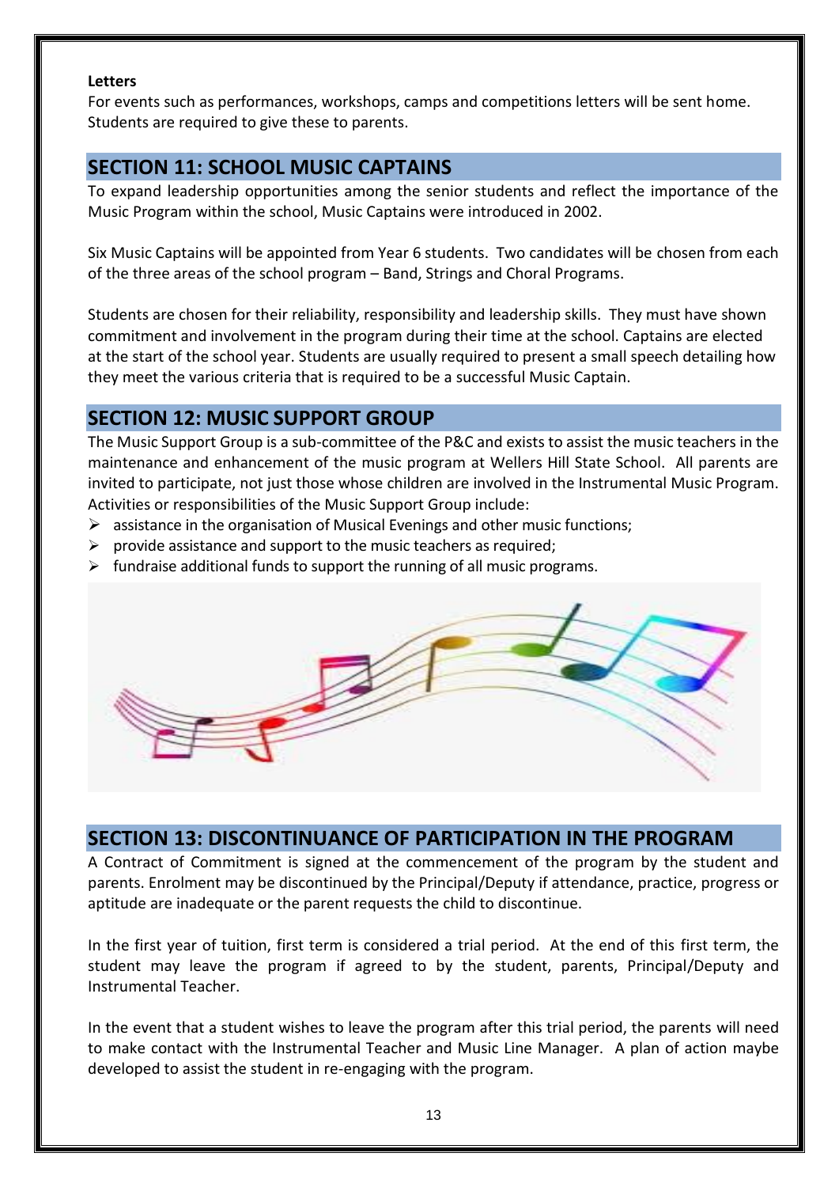**Letters**

For events such as performances, workshops, camps and competitions letters will be sent home. Students are required to give these to parents.

## SECTION 11: SCHOOL MUSIC CAPTAINS

To expand leadership opportunities among the senior students and reflect the importance of the Music Program within the school, Music Captains were introduced in 2002.

Six Music Captains will be appointed from Year 6 students. Two candidates will be chosen from each of the three areas of the school program – Band, Strings and Choral Programs.

Students are chosen for their reliability, responsibility and leadership skills. They must have shown commitment and involvement in the program during their time at the school. Captains are elected at the start of the school year. Students are usually required to present a small speech detailing how they meet the various criteria that is required to be a successful Music Captain.

## SECTION 12: MUSIC SUPPORT GROUP

The Music Support Group is a sub-committee of the P&C and exists to assist the music teachers in the maintenance and enhancement of the music program at Wellers Hill State School. All parents are invited to participate, not just those whose children are involved in the Instrumental Music Program. Activities or responsibilities of the Music Support Group include:

- assistance in the organisation of Musical Evenings and other music functions;
- provide assistance and support to the music teachers as required;
- fundraise additional funds to support the running of all music programs.

## SECTION 13: DISCONTINUANCE OF PARTICIPATION IN THE PROGRAM

A Contract of Commitment is signed at the commencement of the program by the student and parents. Enrolment may be discontinued by the Principal/Deputy if attendance, practice, progress or aptitude are inadequate or the parent requests the child to discontinue.

In the first year of tuition, first term is considered a trial period. At the end of this first term, the student may leave the program if agreed to by the student, parents, Principal/Deputy and Instrumental Teacher.

In the event that a student wishes to leave the program after this trial period, the parents will need to make contact with the Instrumental Teacher and Music Line Manager. A plan of action maybe developed to assist the student in re-engaging with the program.